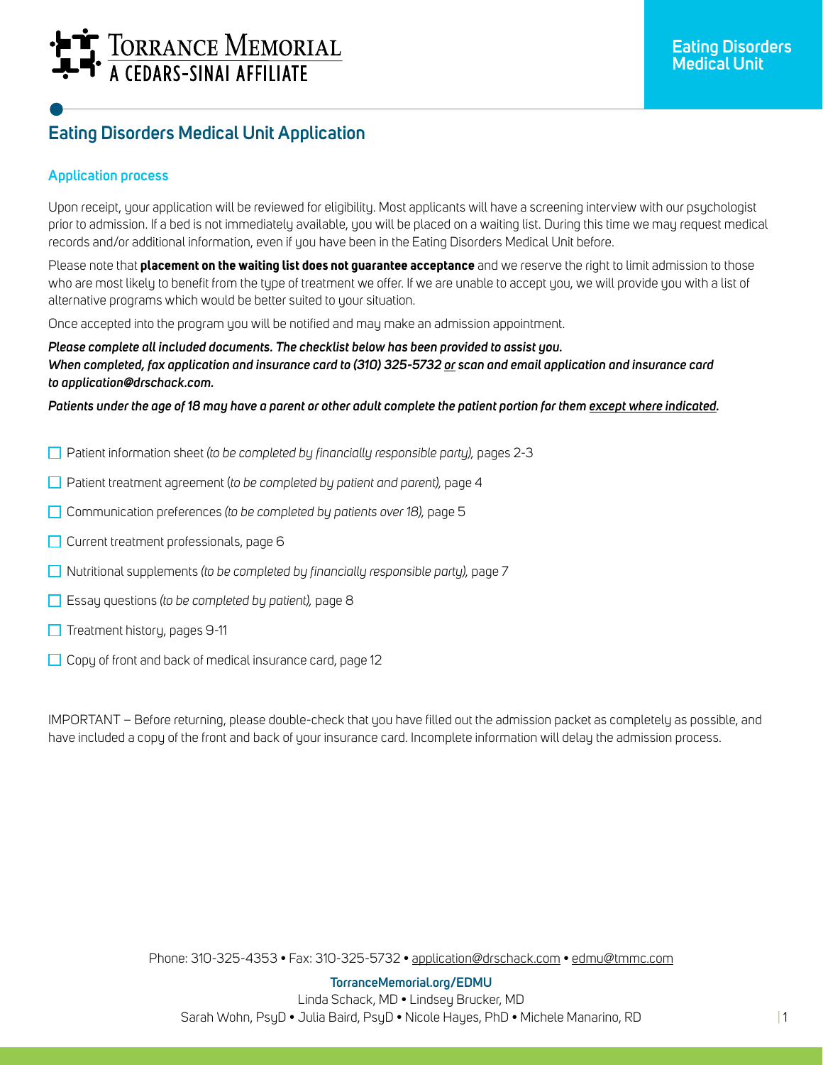Torrance Memorial
A Cedars-Sinai Affiliate

Eating Disorders Medical Unit

# Eating Disorders Medical Unit Application

## Application process

Upon receipt, your application will be reviewed for eligibility. Most applicants will have a screening interview with our psychologist prior to admission. If a bed is not immediately available, you will be placed on a waiting list. During this time we may request medical records and/or additional information, even if you have been in the Eating Disorders Medical Unit before.

Please note that **placement on the waiting list does not guarantee acceptance** and we reserve the right to limit admission to those who are most likely to benefit from the type of treatment we offer. If we are unable to accept you, we will provide you with a list of alternative programs which would be better suited to your situation.

Once accepted into the program you will be notified and may make an admission appointment.

***Please complete all included documents. The checklist below has been provided to assist you.***
***When completed, fax application and insurance card to (310) 325-5732 <u>or</u> scan and email application and insurance card to application@drschack.com.***

***Patients under the age of 18 may have a parent or other adult complete the patient portion for them <u>except where indicated</u>.***

- ☐ Patient information sheet *(to be completed by financially responsible party)*, pages 2-3
- ☐ Patient treatment agreement (*to be completed by patient and parent)*, page 4
- ☐ Communication preferences *(to be completed by patients over 18)*, page 5
- ☐ Current treatment professionals, page 6
- ☐ Nutritional supplements *(to be completed by financially responsible party)*, page 7
- ☐ Essay questions *(to be completed by patient)*, page 8
- ☐ Treatment history, pages 9-11
- ☐ Copy of front and back of medical insurance card, page 12

IMPORTANT – Before returning, please double-check that you have filled out the admission packet as completely as possible, and have included a copy of the front and back of your insurance card. Incomplete information will delay the admission process.

Phone: 310-325-4353 • Fax: 310-325-5732 • application@drschack.com • edmu@tmmc.com

**TorranceMemorial.org/EDMU**
Linda Schack, MD • Lindsey Brucker, MD
Sarah Wohn, PsyD • Julia Baird, PsyD • Nicole Hayes, PhD • Michele Manarino, RD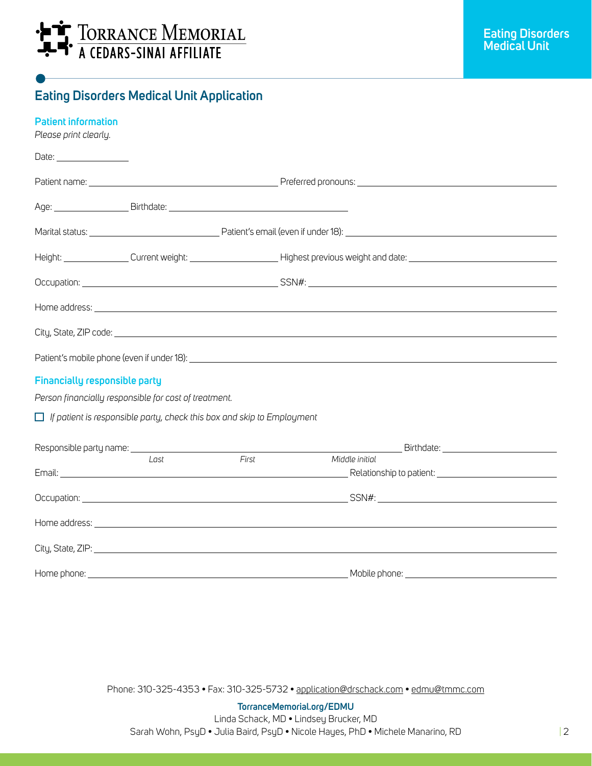Torrance Memorial
A Cedars-Sinai Affiliate

Eating Disorders Medical Unit

# Eating Disorders Medical Unit Application

## Patient information

*Please print clearly.*

Date: ______________

Patient name: ______________________________ Preferred pronouns: ______________________________

Age: ____________ Birthdate: ______________________________

Marital status: ____________________ Patient's email (even if under 18): ______________________________

Height: __________ Current weight: ______________ Highest previous weight and date: ______________________

Occupation: ______________________________ SSN#: ______________________________

Home address: ____________________________________________________________

City, State, ZIP code: ____________________________________________________________

Patient's mobile phone (even if under 18): ____________________________________________________________

## Financially responsible party

*Person financially responsible for cost of treatment.*

☐ *If patient is responsible party, check this box and skip to Employment*

Responsible party name: ____________________________________________ Birthdate: ______________________
*Last* *First* *Middle initial*

Email: ____________________________________________ Relationship to patient: ______________________

Occupation: ____________________________________________ SSN#: ______________________

Home address: ____________________________________________________________

City, State, ZIP: ____________________________________________________________

Home phone: ____________________________________________ Mobile phone: ______________________

Phone: 310-325-4353 • Fax: 310-325-5732 • application@drschack.com • edmu@tmmc.com

**TorranceMemorial.org/EDMU**

Linda Schack, MD • Lindsey Brucker, MD

Sarah Wohn, PsyD • Julia Baird, PsyD • Nicole Hayes, PhD • Michele Manarino, RD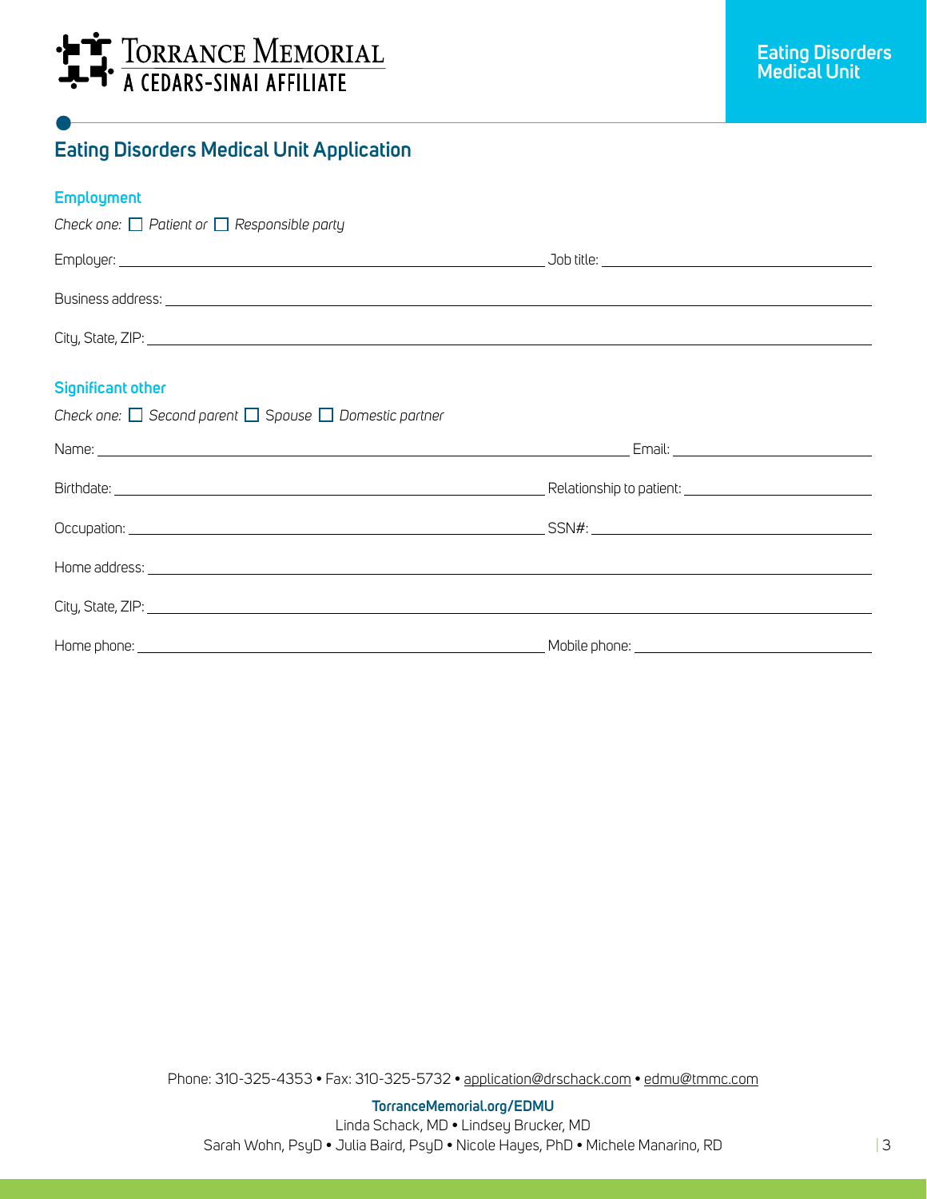# Eating Disorders Medical Unit Application

## Employment

*Check one:* ☐ *Patient or* ☐ *Responsible party*

Employer: ______________________ Job title: ______________________

Business address: ______________________

City, State, ZIP: ______________________

## Significant other

*Check one:* ☐ *Second parent* ☐ *Spouse* ☐ *Domestic partner*

Name: ______________________ Email: ______________________

Birthdate: ______________________ Relationship to patient: ______________________

Occupation: ______________________ SSN#: ______________________

Home address: ______________________

City, State, ZIP: ______________________

Home phone: ______________________ Mobile phone: ______________________

Phone: 310-325-4353 • Fax: 310-325-5732 • application@drschack.com • edmu@tmmc.com

**TorranceMemorial.org/EDMU**

Linda Schack, MD • Lindsey Brucker, MD
Sarah Wohn, PsyD • Julia Baird, PsyD • Nicole Hayes, PhD • Michele Manarino, RD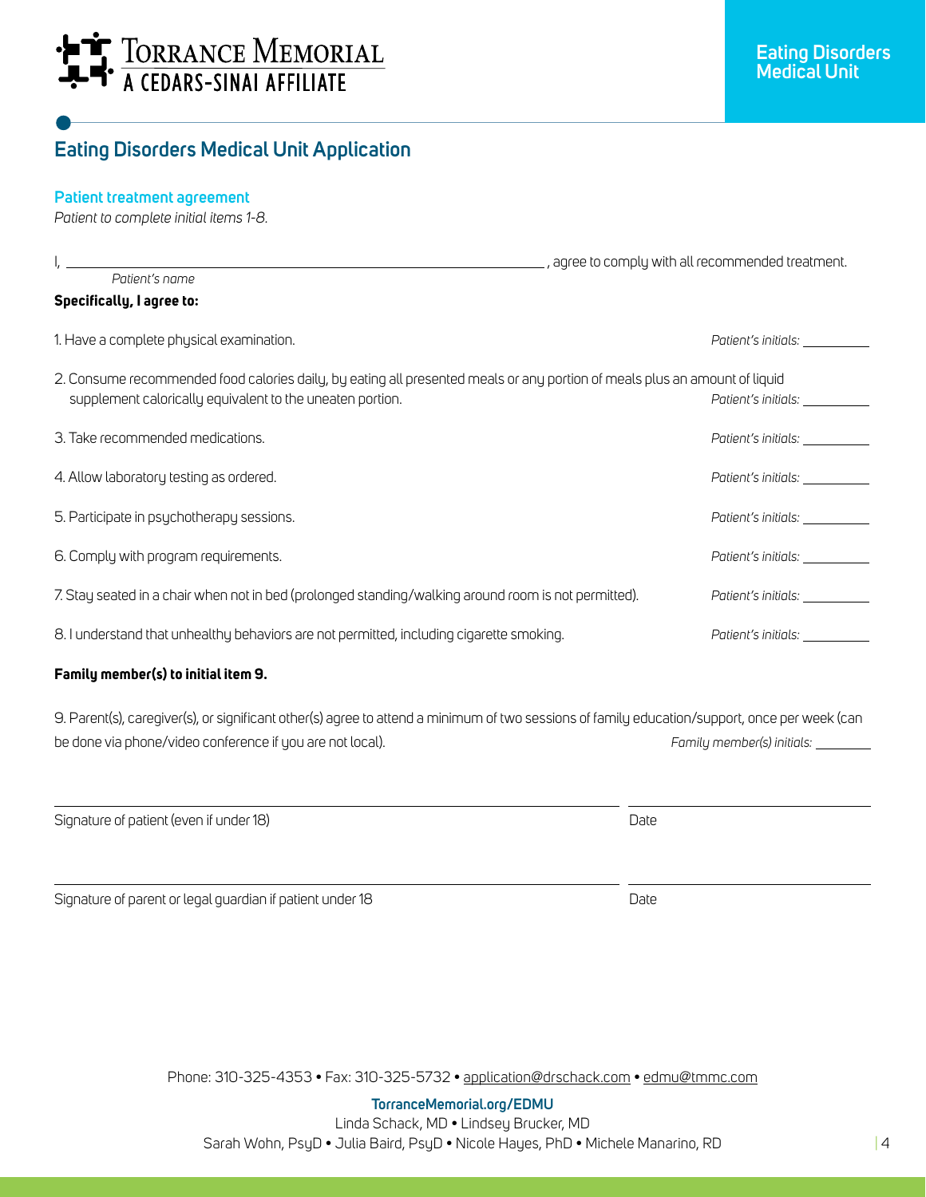Torrance Memorial — A Cedars-Sinai Affiliate

Eating Disorders Medical Unit

# Eating Disorders Medical Unit Application

## Patient treatment agreement

*Patient to complete initial items 1-8.*

I, ____________________________________________, agree to comply with all recommended treatment.
*Patient's name*

**Specifically, I agree to:**

1. Have a complete physical examination. *Patient's initials:* ________

2. Consume recommended food calories daily, by eating all presented meals or any portion of meals plus an amount of liquid supplement calorically equivalent to the uneaten portion. *Patient's initials:* ________

3. Take recommended medications. *Patient's initials:* ________

4. Allow laboratory testing as ordered. *Patient's initials:* ________

5. Participate in psychotherapy sessions. *Patient's initials:* ________

6. Comply with program requirements. *Patient's initials:* ________

7. Stay seated in a chair when not in bed (prolonged standing/walking around room is not permitted). *Patient's initials:* ________

8. I understand that unhealthy behaviors are not permitted, including cigarette smoking. *Patient's initials:* ________

**Family member(s) to initial item 9.**

9. Parent(s), caregiver(s), or significant other(s) agree to attend a minimum of two sessions of family education/support, once per week (can be done via phone/video conference if you are not local). *Family member(s) initials:* ________

______________________________________ ____________________
Signature of patient (even if under 18) Date

______________________________________ ____________________
Signature of parent or legal guardian if patient under 18 Date

Phone: 310-325-4353 • Fax: 310-325-5732 • application@drschack.com • edmu@tmmc.com

**TorranceMemorial.org/EDMU**

Linda Schack, MD • Lindsey Brucker, MD
Sarah Wohn, PsyD • Julia Baird, PsyD • Nicole Hayes, PhD • Michele Manarino, RD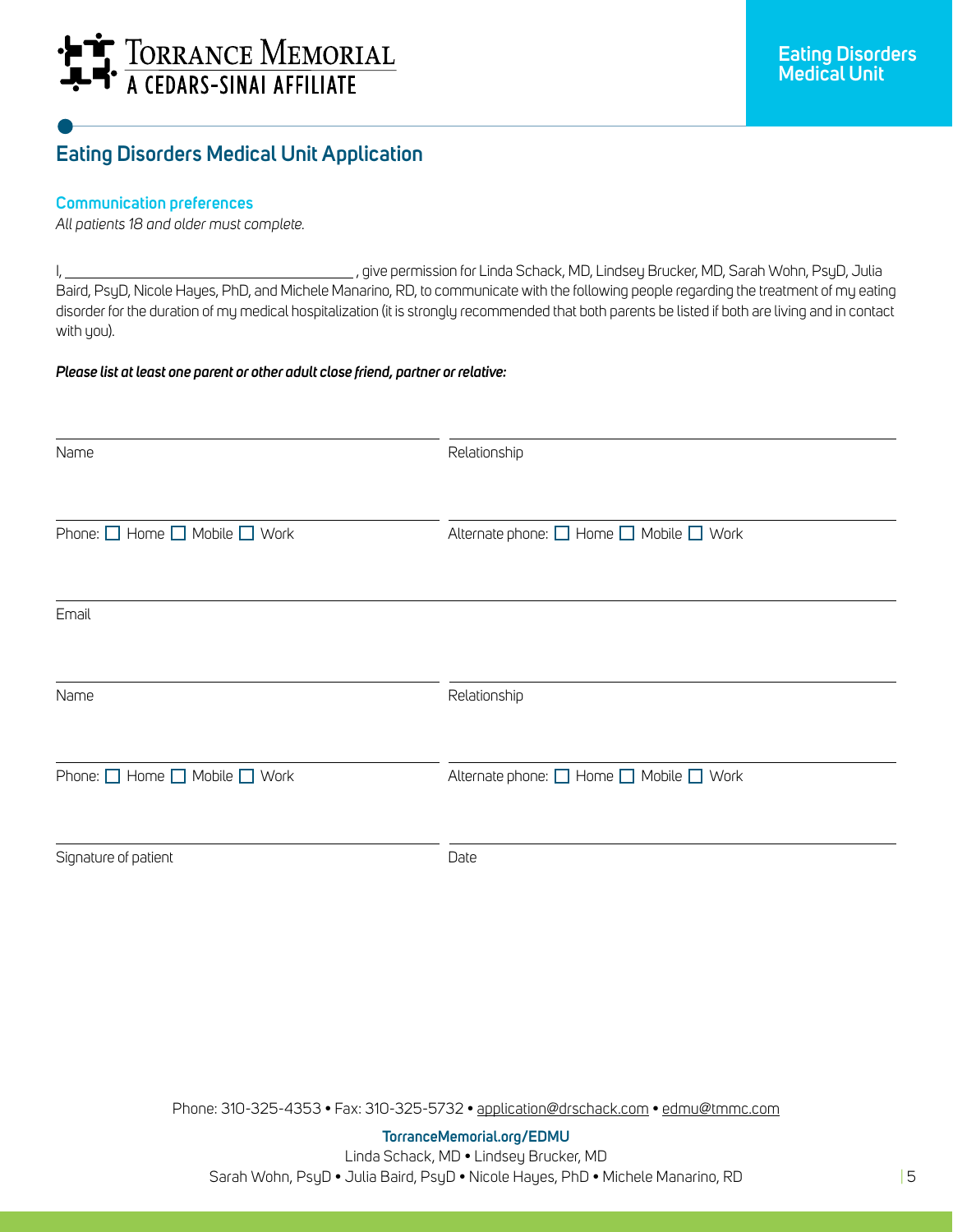Eating Disorders Medical Unit

## Eating Disorders Medical Unit Application

### Communication preferences

*All patients 18 and older must complete.*

I, ______________________________, give permission for Linda Schack, MD, Lindsey Brucker, MD, Sarah Wohn, PsyD, Julia Baird, PsyD, Nicole Hayes, PhD, and Michele Manarino, RD, to communicate with the following people regarding the treatment of my eating disorder for the duration of my medical hospitalization (it is strongly recommended that both parents be listed if both are living and in contact with you).

***Please list at least one parent or other adult close friend, partner or relative:***

______________________________ Name

______________________________ Relationship

______________________________ Phone: ☐ Home ☐ Mobile ☐ Work

______________________________ Alternate phone: ☐ Home ☐ Mobile ☐ Work

______________________________ Email

______________________________ Name

______________________________ Relationship

______________________________ Phone: ☐ Home ☐ Mobile ☐ Work

______________________________ Alternate phone: ☐ Home ☐ Mobile ☐ Work

______________________________ Signature of patient

______________________________ Date

Phone: 310-325-4353 • Fax: 310-325-5732 • application@drschack.com • edmu@tmmc.com

**TorranceMemorial.org/EDMU**

Linda Schack, MD • Lindsey Brucker, MD

Sarah Wohn, PsyD • Julia Baird, PsyD • Nicole Hayes, PhD • Michele Manarino, RD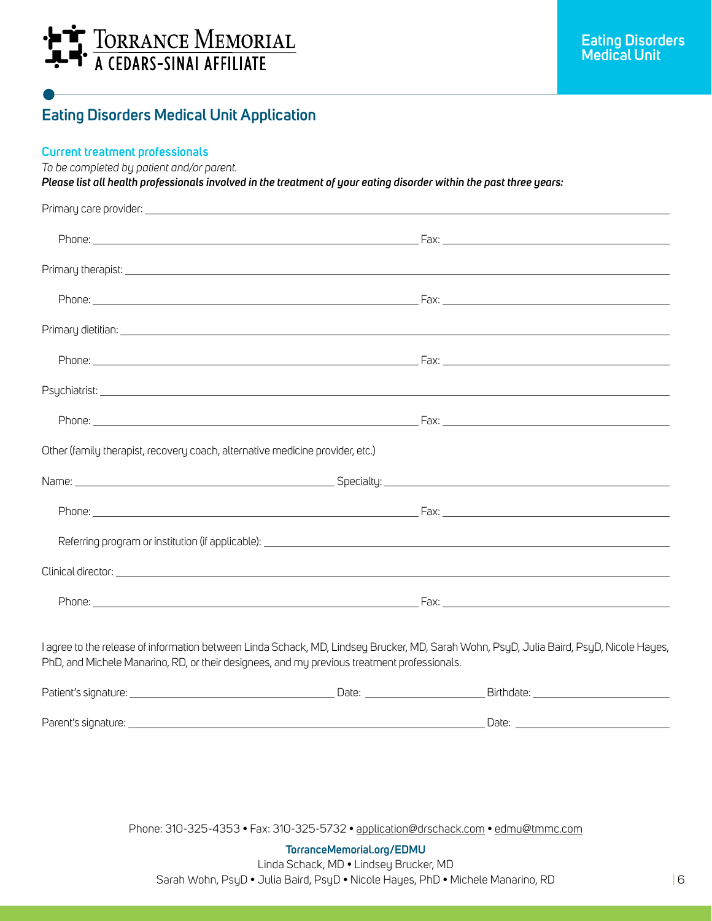Torrance Memorial
A Cedars-Sinai Affiliate

Eating Disorders Medical Unit

## Eating Disorders Medical Unit Application

### Current treatment professionals

*To be completed by patient and/or parent.*

***Please list all health professionals involved in the treatment of your eating disorder within the past three years:***

Primary care provider: ______________________________

Phone: ______________________________ Fax: ______________________________

Primary therapist: ______________________________

Phone: ______________________________ Fax: ______________________________

Primary dietitian: ______________________________

Phone: ______________________________ Fax: ______________________________

Psychiatrist: ______________________________

Phone: ______________________________ Fax: ______________________________

Other (family therapist, recovery coach, alternative medicine provider, etc.)

Name: ______________________________ Specialty: ______________________________

Phone: ______________________________ Fax: ______________________________

Referring program or institution (if applicable): ______________________________

Clinical director: ______________________________

Phone: ______________________________ Fax: ______________________________

I agree to the release of information between Linda Schack, MD, Lindsey Brucker, MD, Sarah Wohn, PsyD, Julia Baird, PsyD, Nicole Hayes, PhD, and Michele Manarino, RD, or their designees, and my previous treatment professionals.

Patient's signature: ______________________________ Date: ______________ Birthdate: ______________

Parent's signature: ______________________________ Date: ______________

Phone: 310-325-4353 • Fax: 310-325-5732 • application@drschack.com • edmu@tmmc.com

**TorranceMemorial.org/EDMU**

Linda Schack, MD • Lindsey Brucker, MD

Sarah Wohn, PsyD • Julia Baird, PsyD • Nicole Hayes, PhD • Michele Manarino, RD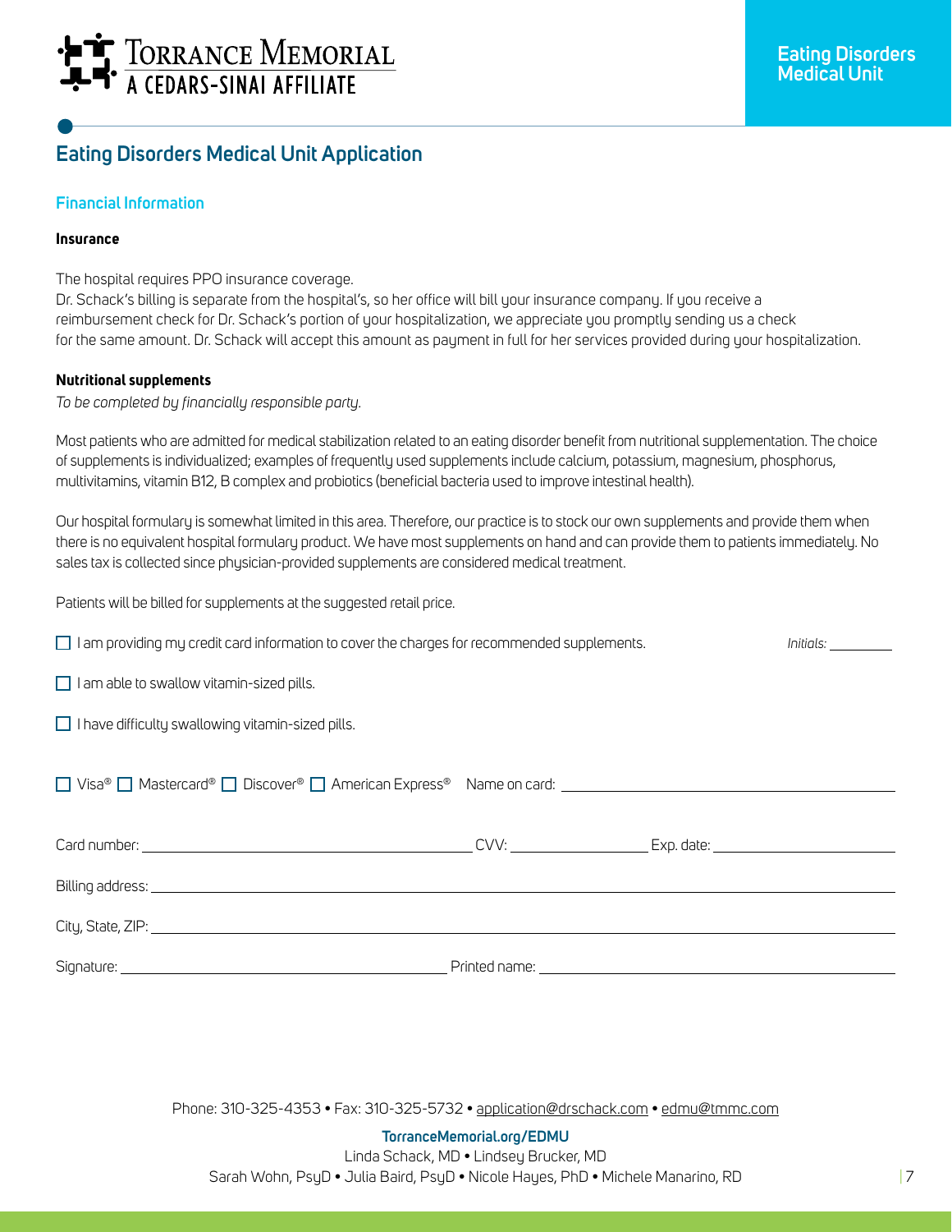# Eating Disorders Medical Unit Application

## Financial Information

**Insurance**

The hospital requires PPO insurance coverage.
Dr. Schack's billing is separate from the hospital's, so her office will bill your insurance company. If you receive a reimbursement check for Dr. Schack's portion of your hospitalization, we appreciate you promptly sending us a check for the same amount. Dr. Schack will accept this amount as payment in full for her services provided during your hospitalization.

**Nutritional supplements**

*To be completed by financially responsible party.*

Most patients who are admitted for medical stabilization related to an eating disorder benefit from nutritional supplementation. The choice of supplements is individualized; examples of frequently used supplements include calcium, potassium, magnesium, phosphorus, multivitamins, vitamin B12, B complex and probiotics (beneficial bacteria used to improve intestinal health).

Our hospital formulary is somewhat limited in this area. Therefore, our practice is to stock our own supplements and provide them when there is no equivalent hospital formulary product. We have most supplements on hand and can provide them to patients immediately. No sales tax is collected since physician-provided supplements are considered medical treatment.

Patients will be billed for supplements at the suggested retail price.

☐ I am providing my credit card information to cover the charges for recommended supplements. *Initials:* ________

☐ I am able to swallow vitamin-sized pills.

☐ I have difficulty swallowing vitamin-sized pills.

☐ Visa® ☐ Mastercard® ☐ Discover® ☐ American Express® Name on card: ______________________________

Card number: ______________________________ CVV: ______________ Exp. date: ______________

Billing address: ______________________________________________________________

City, State, ZIP: ______________________________________________________________

Signature: ______________________________ Printed name: ______________________________

Phone: 310-325-4353 • Fax: 310-325-5732 • application@drschack.com • edmu@tmmc.com

**TorranceMemorial.org/EDMU**

Linda Schack, MD • Lindsey Brucker, MD
Sarah Wohn, PsyD • Julia Baird, PsyD • Nicole Hayes, PhD • Michele Manarino, RD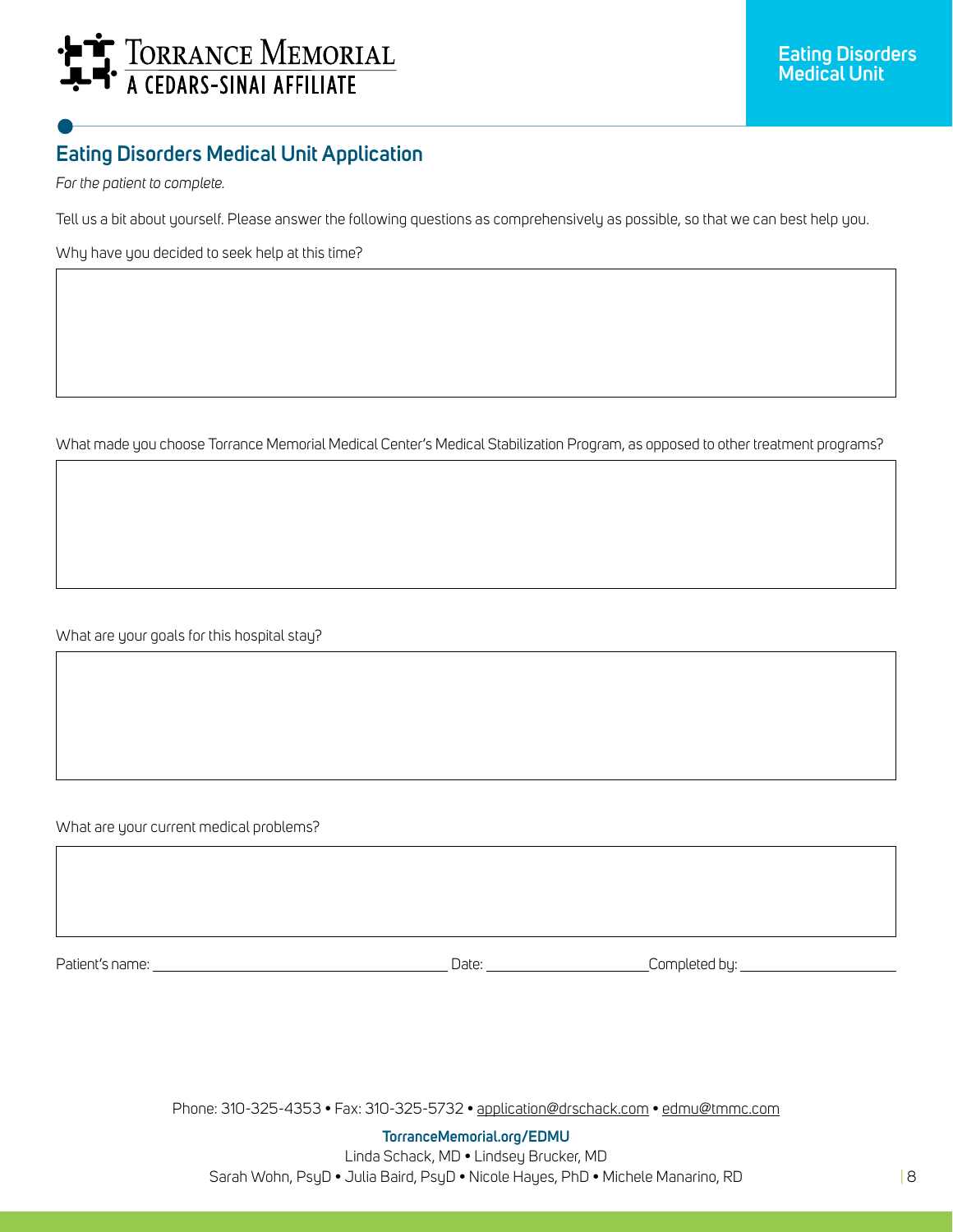## Eating Disorders Medical Unit Application

*For the patient to complete.*

Tell us a bit about yourself. Please answer the following questions as comprehensively as possible, so that we can best help you.

Why have you decided to seek help at this time?

What made you choose Torrance Memorial Medical Center's Medical Stabilization Program, as opposed to other treatment programs?

What are your goals for this hospital stay?

What are your current medical problems?

Patient's name: ______________________ Date: ______________ Completed by: ______________

Phone: 310-325-4353 • Fax: 310-325-5732 • application@drschack.com • edmu@tmmc.com

**TorranceMemorial.org/EDMU**

Linda Schack, MD • Lindsey Brucker, MD

Sarah Wohn, PsyD • Julia Baird, PsyD • Nicole Hayes, PhD • Michele Manarino, RD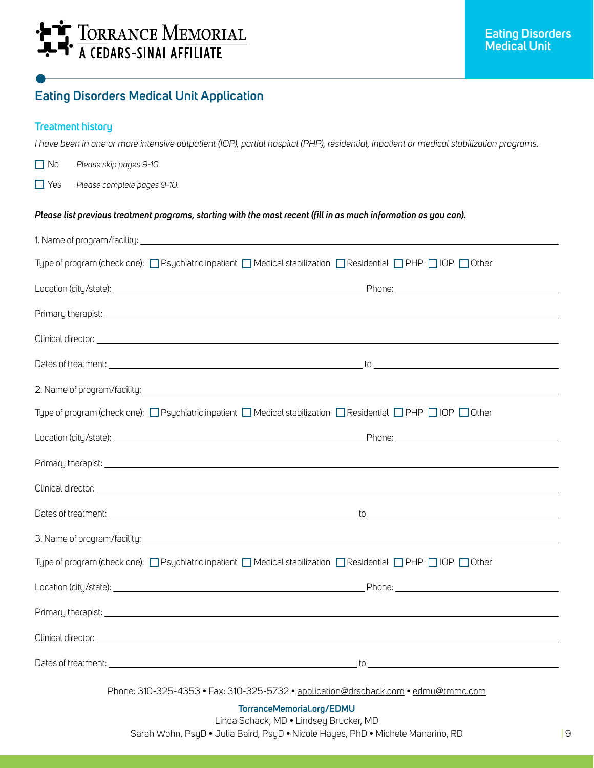# Eating Disorders Medical Unit Application

## Treatment history

*I have been in one or more intensive outpatient (IOP), partial hospital (PHP), residential, inpatient or medical stabilization programs.*

☐ No *Please skip pages 9-10.*

☐ Yes *Please complete pages 9-10.*

***Please list previous treatment programs, starting with the most recent (fill in as much information as you can).***

1. Name of program/facility: ______________________________

Type of program (check one): ☐ Psychiatric inpatient ☐ Medical stabilization ☐ Residential ☐ PHP ☐ IOP ☐ Other

Location (city/state): ______________________________ Phone: ______________________________

Primary therapist: ______________________________

Clinical director: ______________________________

Dates of treatment: ______________________________ to ______________________________

2. Name of program/facility: ______________________________

Type of program (check one): ☐ Psychiatric inpatient ☐ Medical stabilization ☐ Residential ☐ PHP ☐ IOP ☐ Other

Location (city/state): ______________________________ Phone: ______________________________

Primary therapist: ______________________________

Clinical director: ______________________________

Dates of treatment: ______________________________ to ______________________________

3. Name of program/facility: ______________________________

Type of program (check one): ☐ Psychiatric inpatient ☐ Medical stabilization ☐ Residential ☐ PHP ☐ IOP ☐ Other

Location (city/state): ______________________________ Phone: ______________________________

Primary therapist: ______________________________

Clinical director: ______________________________

Dates of treatment: ______________________________ to ______________________________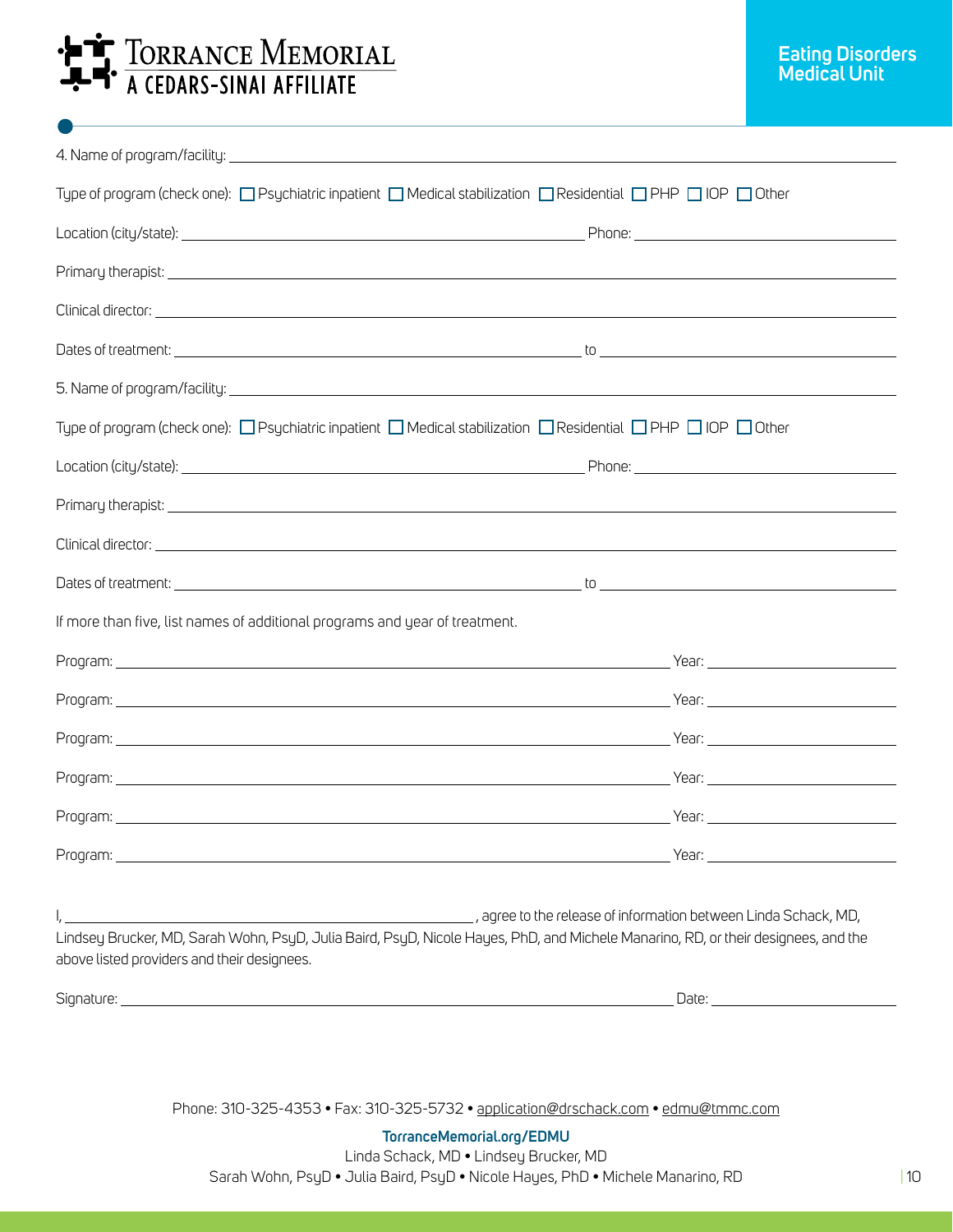4. Name of program/facility: ______________________________

Type of program (check one): ☐ Psychiatric inpatient ☐ Medical stabilization ☐ Residential ☐ PHP ☐ IOP ☐ Other

Location (city/state): ______________________________ Phone: ______________________________

Primary therapist: ______________________________

Clinical director: ______________________________

Dates of treatment: ______________________________ to ______________________________

5. Name of program/facility: ______________________________

Type of program (check one): ☐ Psychiatric inpatient ☐ Medical stabilization ☐ Residential ☐ PHP ☐ IOP ☐ Other

Location (city/state): ______________________________ Phone: ______________________________

Primary therapist: ______________________________

Clinical director: ______________________________

Dates of treatment: ______________________________ to ______________________________

If more than five, list names of additional programs and year of treatment.

Program: ______________________________ Year: ______________

Program: ______________________________ Year: ______________

Program: ______________________________ Year: ______________

Program: ______________________________ Year: ______________

Program: ______________________________ Year: ______________

Program: ______________________________ Year: ______________

I, ______________________________, agree to the release of information between Linda Schack, MD, Lindsey Brucker, MD, Sarah Wohn, PsyD, Julia Baird, PsyD, Nicole Hayes, PhD, and Michele Manarino, RD, or their designees, and the above listed providers and their designees.

Signature: ______________________________ Date: ______________

Phone: 310-325-4353 • Fax: 310-325-5732 • application@drschack.com • edmu@tmmc.com

**TorranceMemorial.org/EDMU**

Linda Schack, MD • Lindsey Brucker, MD

Sarah Wohn, PsyD • Julia Baird, PsyD • Nicole Hayes, PhD • Michele Manarino, RD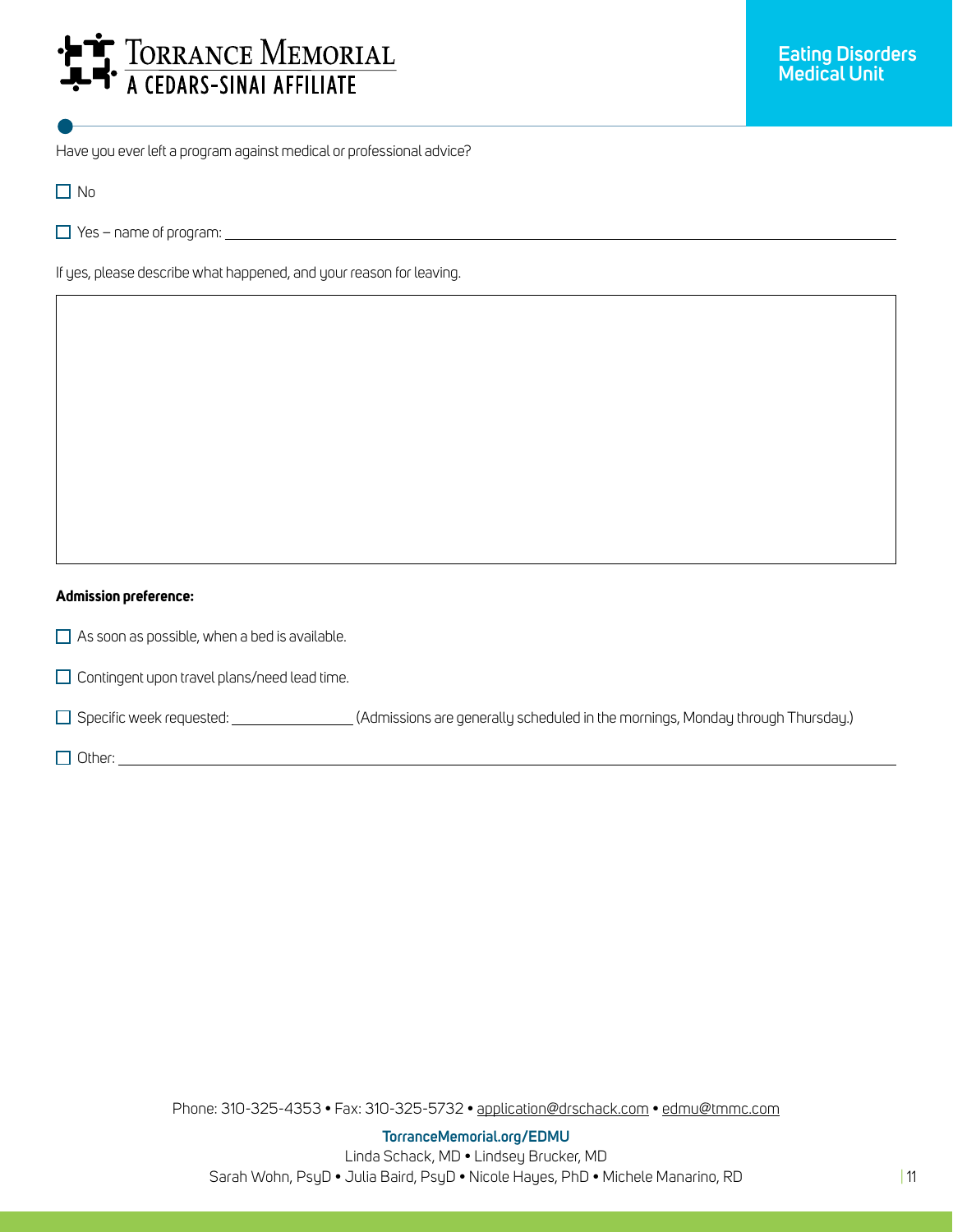Have you ever left a program against medical or professional advice?

☐ No

☐ Yes – name of program: ______________________________

If yes, please describe what happened, and your reason for leaving.

**Admission preference:**

☐ As soon as possible, when a bed is available.

☐ Contingent upon travel plans/need lead time.

☐ Specific week requested: ______________ (Admissions are generally scheduled in the mornings, Monday through Thursday.)

☐ Other: ______________________________

Phone: 310-325-4353 • Fax: 310-325-5732 • application@drschack.com • edmu@tmmc.com

**TorranceMemorial.org/EDMU**

Linda Schack, MD • Lindsey Brucker, MD

Sarah Wohn, PsyD • Julia Baird, PsyD • Nicole Hayes, PhD • Michele Manarino, RD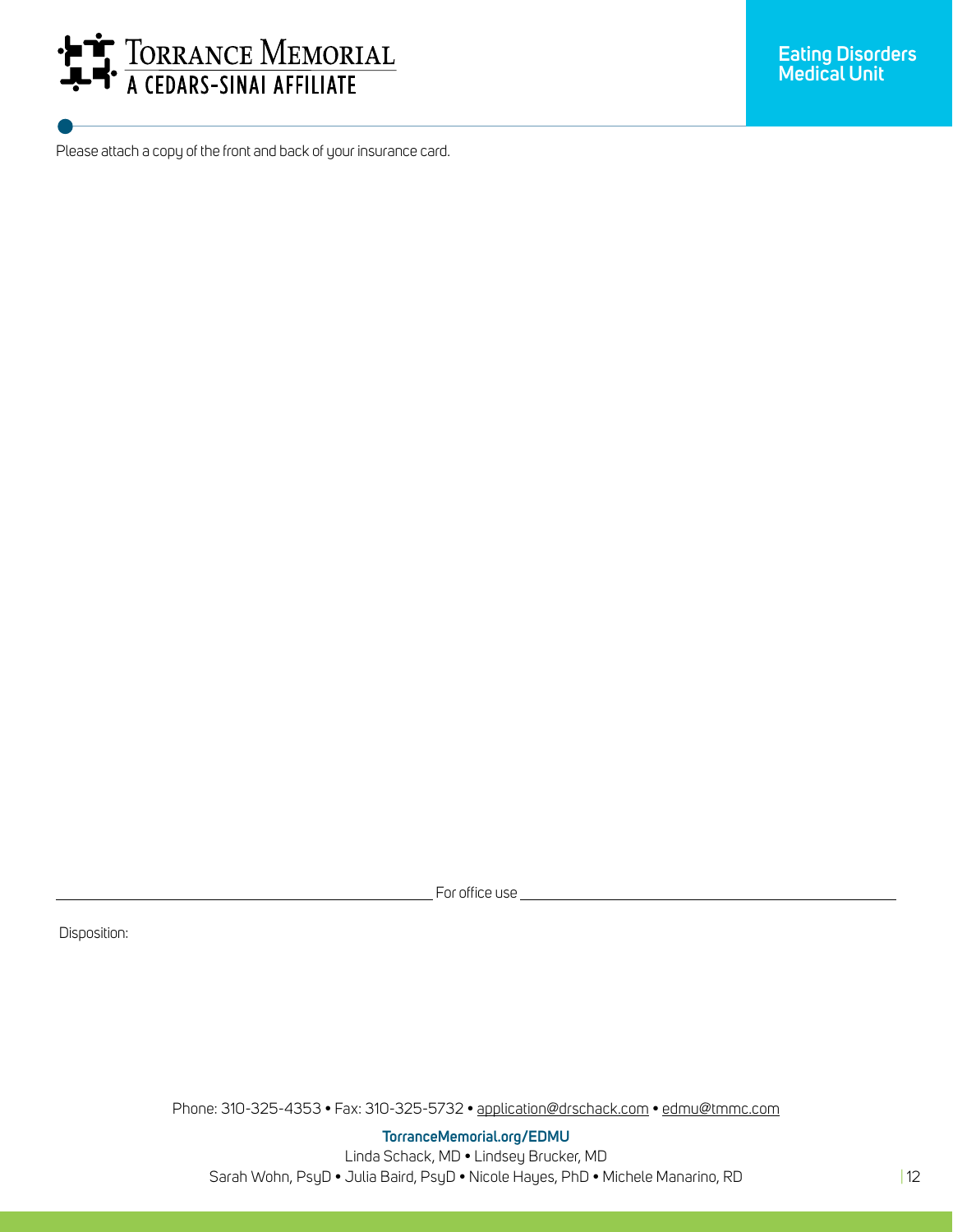Please attach a copy of the front and back of your insurance card.

For office use

Disposition:

Phone: 310-325-4353 • Fax: 310-325-5732 • application@drschack.com • edmu@tmmc.com

**TorranceMemorial.org/EDMU**

Linda Schack, MD • Lindsey Brucker, MD

Sarah Wohn, PsyD • Julia Baird, PsyD • Nicole Hayes, PhD • Michele Manarino, RD